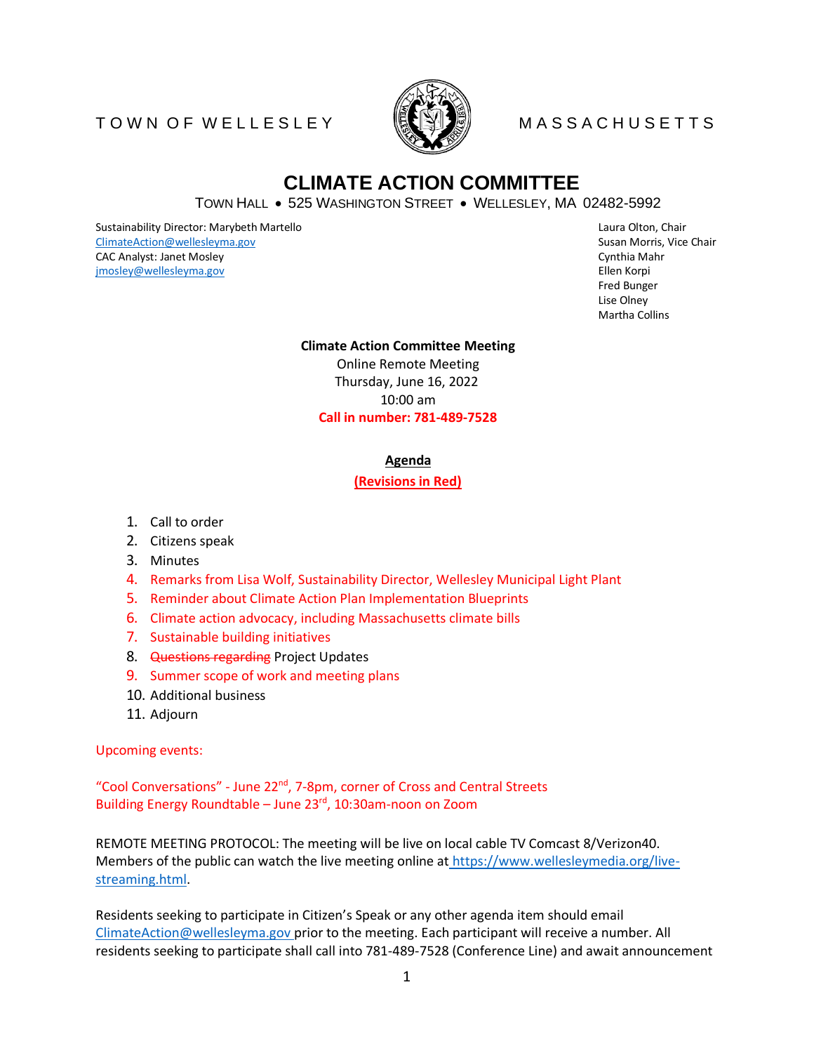TOWN OF WELLESLEY MASSACHUSETTS

# CLIMATE ACTION COMMITTEE

TOWN HALL • 525 WASHINGTON STREET • WELLESLEY, MA 02482-5992

Sustainability Director: Marybeth Martello
ClimateAction@wellesleyma.gov
CAC Analyst: Janet Mosley
jmosley@wellesleyma.gov

Laura Olton, Chair
Susan Morris, Vice Chair
Cynthia Mahr
Ellen Korpi
Fred Bunger
Lise Olney
Martha Collins

**Climate Action Committee Meeting**
Online Remote Meeting
Thursday, June 16, 2022
10:00 am
**Call in number: 781-489-7528**

**Agenda**
**(Revisions in Red)**

1. Call to order
2. Citizens speak
3. Minutes
4. Remarks from Lisa Wolf, Sustainability Director, Wellesley Municipal Light Plant
5. Reminder about Climate Action Plan Implementation Blueprints
6. Climate action advocacy, including Massachusetts climate bills
7. Sustainable building initiatives
8. ~~Questions regarding~~ Project Updates
9. Summer scope of work and meeting plans
10. Additional business
11. Adjourn

Upcoming events:

"Cool Conversations" - June 22nd, 7-8pm, corner of Cross and Central Streets
Building Energy Roundtable – June 23rd, 10:30am-noon on Zoom

REMOTE MEETING PROTOCOL: The meeting will be live on local cable TV Comcast 8/Verizon40. Members of the public can watch the live meeting online at https://www.wellesleymedia.org/live-streaming.html.

Residents seeking to participate in Citizen's Speak or any other agenda item should email ClimateAction@wellesleyma.gov prior to the meeting. Each participant will receive a number. All residents seeking to participate shall call into 781-489-7528 (Conference Line) and await announcement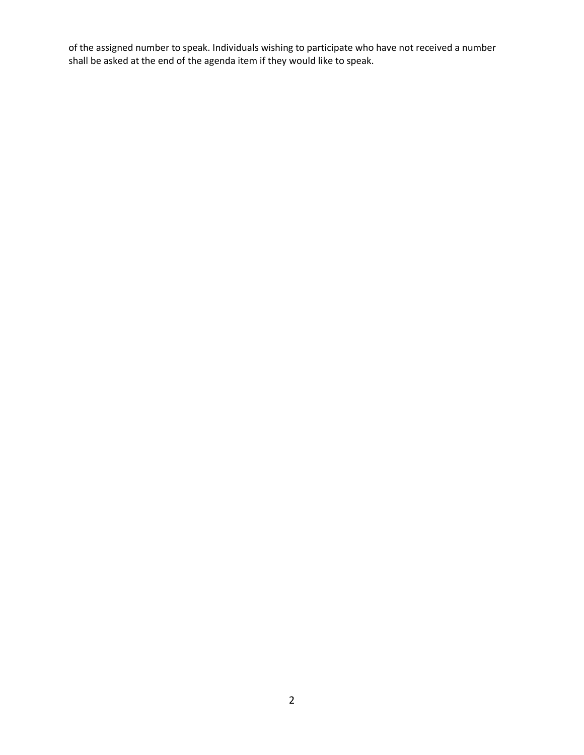of the assigned number to speak. Individuals wishing to participate who have not received a number shall be asked at the end of the agenda item if they would like to speak.